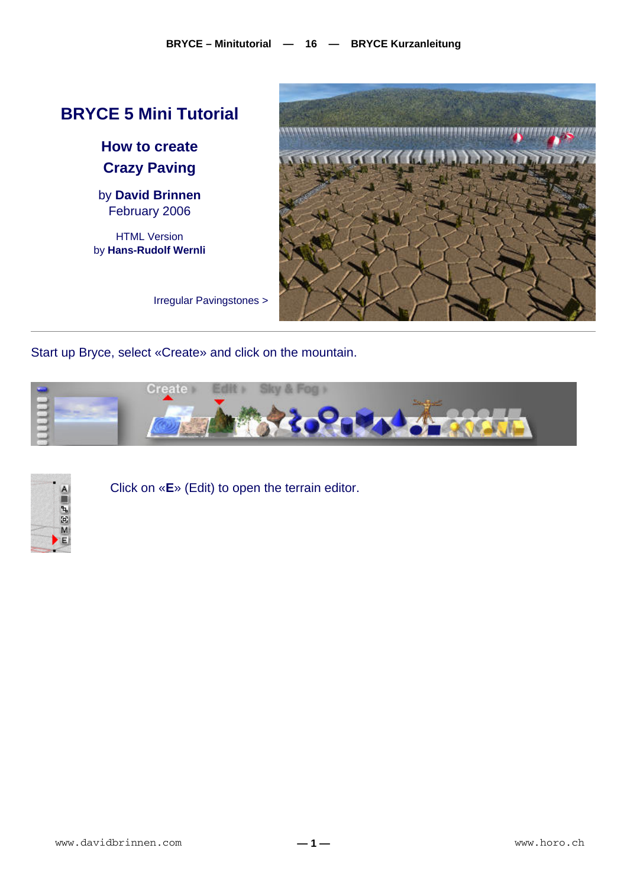# BRYCE 5 Mini Tutorial

## How to create Crazy Paving

by **David Brinnen**
February 2006

HTML Version
by **Hans-Rudolf Wernli**

Irregular Pavingstones >

---

Start up Bryce, select «Create» and click on the mountain.

Click on «**E**» (Edit) to open the terrain editor.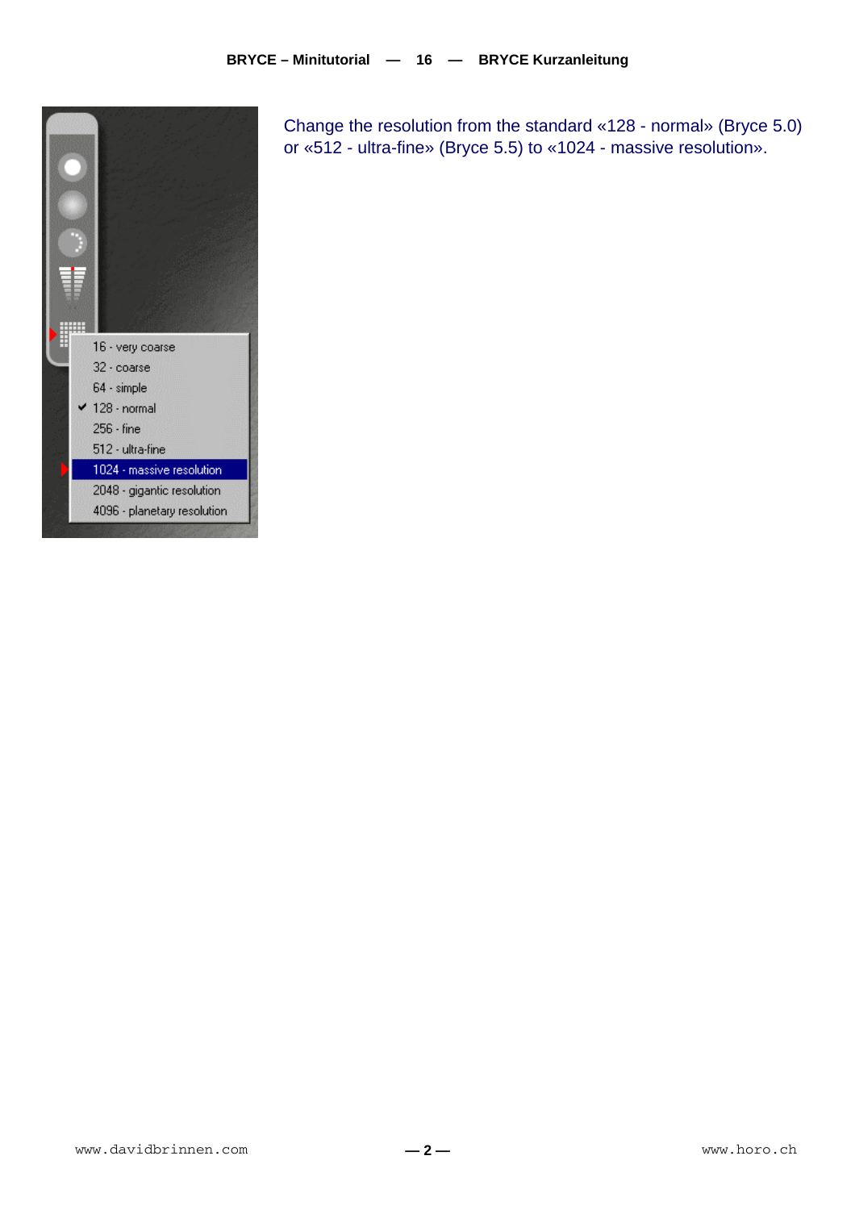Change the resolution from the standard «128 - normal» (Bryce 5.0) or «512 - ultra-fine» (Bryce 5.5) to «1024 - massive resolution».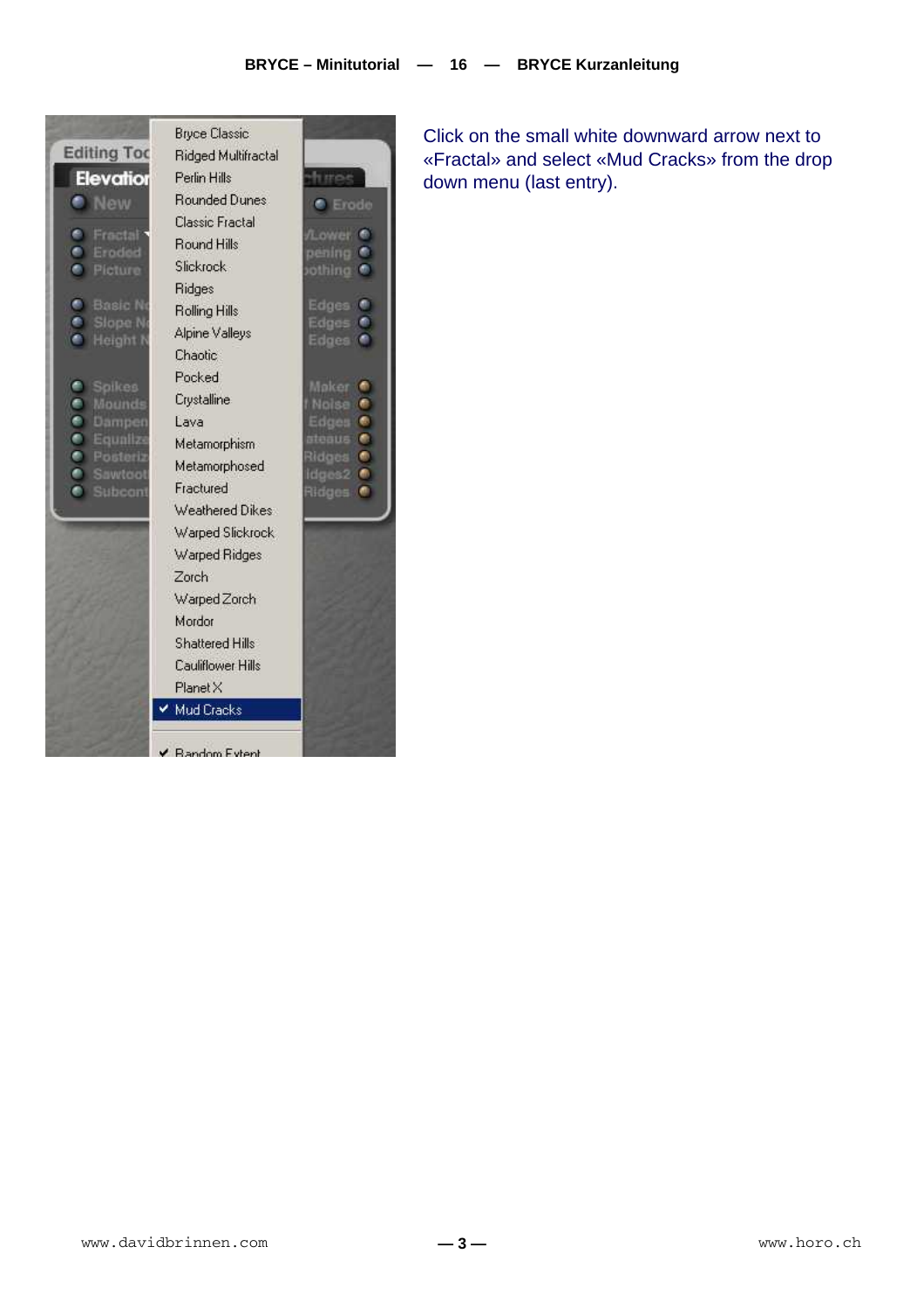Click on the small white downward arrow next to «Fractal» and select «Mud Cracks» from the drop down menu (last entry).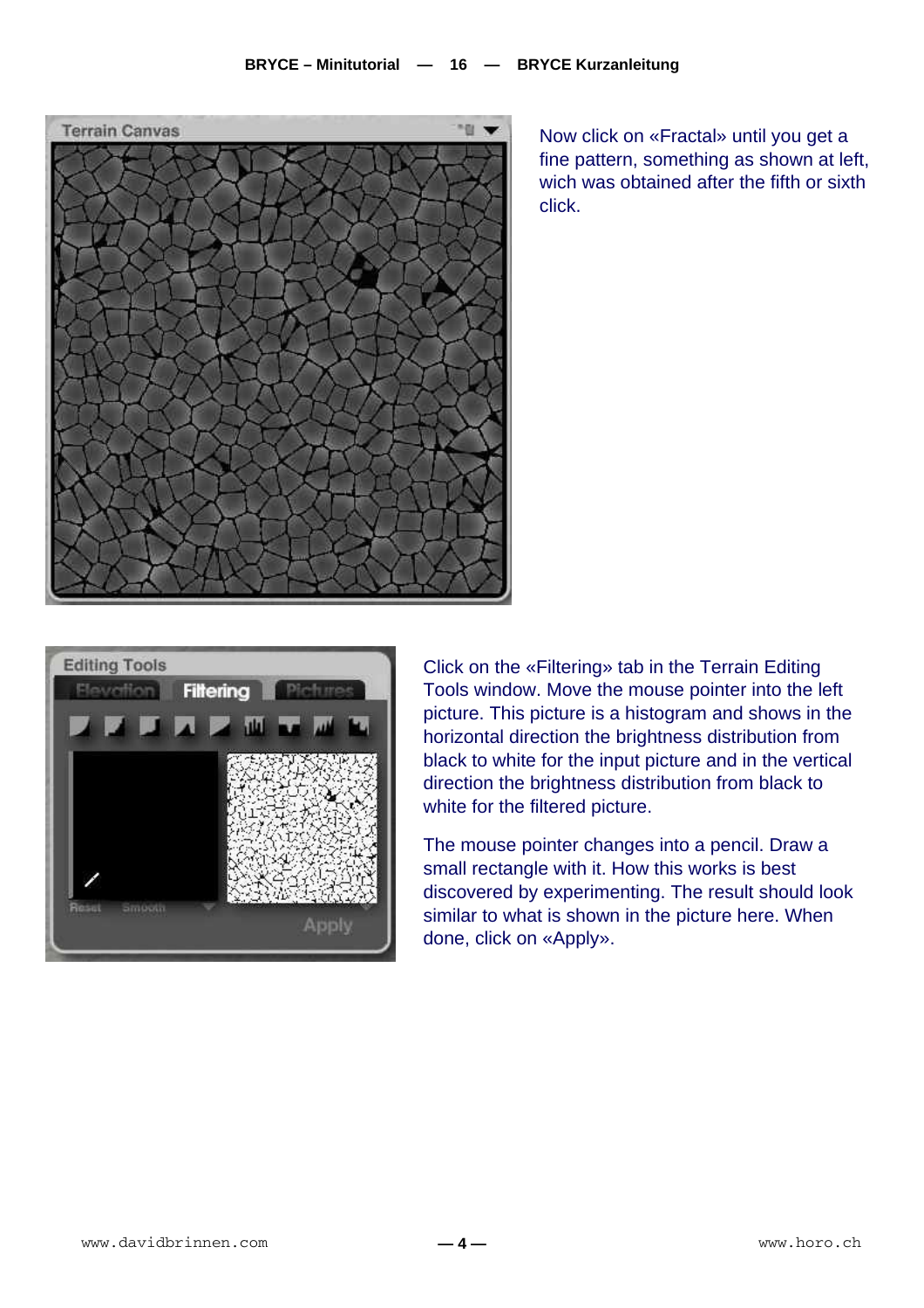Now click on «Fractal» until you get a fine pattern, something as shown at left, wich was obtained after the fifth or sixth click.

Click on the «Filtering» tab in the Terrain Editing Tools window. Move the mouse pointer into the left picture. This picture is a histogram and shows in the horizontal direction the brightness distribution from black to white for the input picture and in the vertical direction the brightness distribution from black to white for the filtered picture.

The mouse pointer changes into a pencil. Draw a small rectangle with it. How this works is best discovered by experimenting. The result should look similar to what is shown in the picture here. When done, click on «Apply».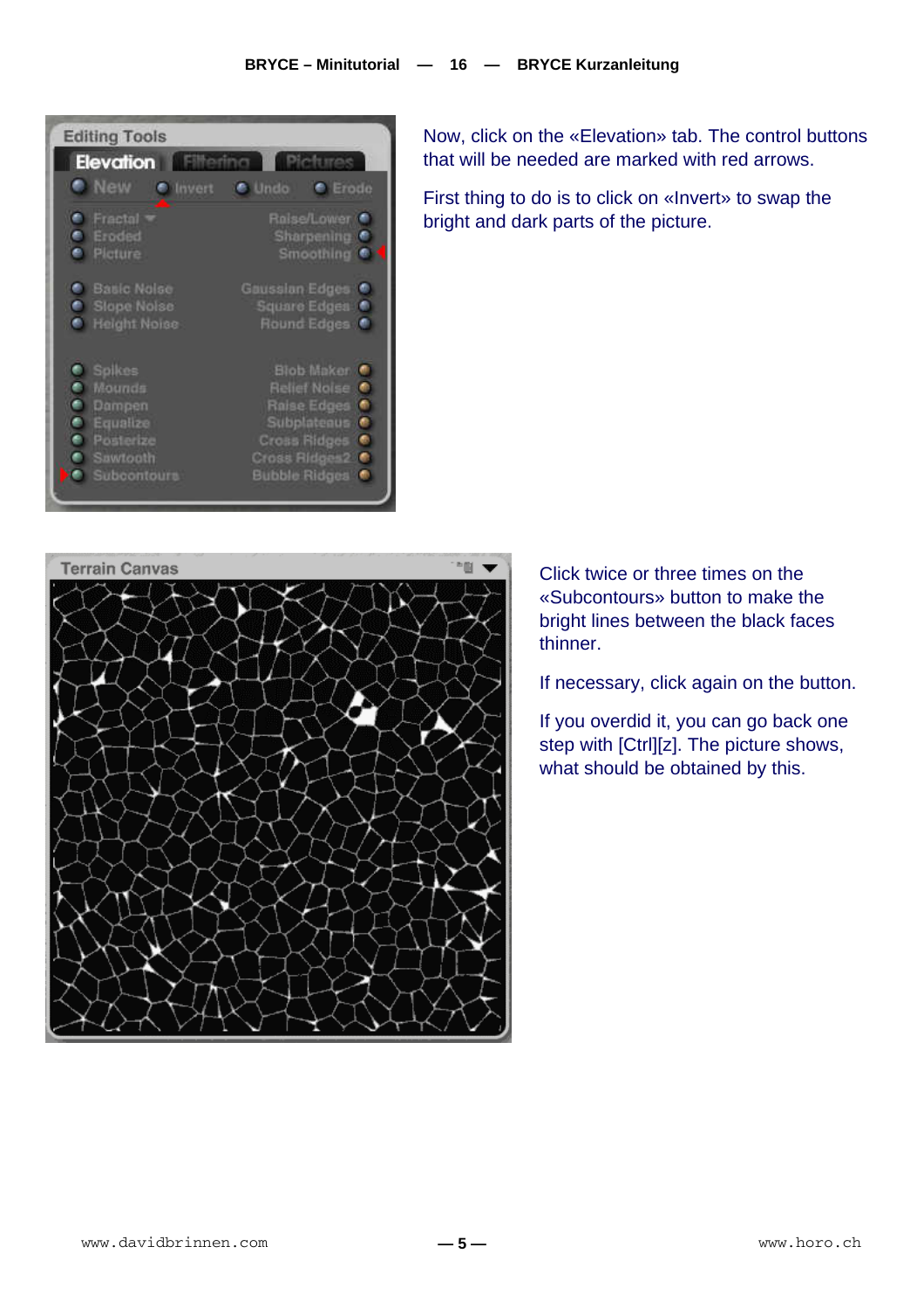Now, click on the «Elevation» tab. The control buttons that will be needed are marked with red arrows.

First thing to do is to click on «Invert» to swap the bright and dark parts of the picture.

Click twice or three times on the «Subcontours» button to make the bright lines between the black faces thinner.

If necessary, click again on the button.

If you overdid it, you can go back one step with [Ctrl][z]. The picture shows, what should be obtained by this.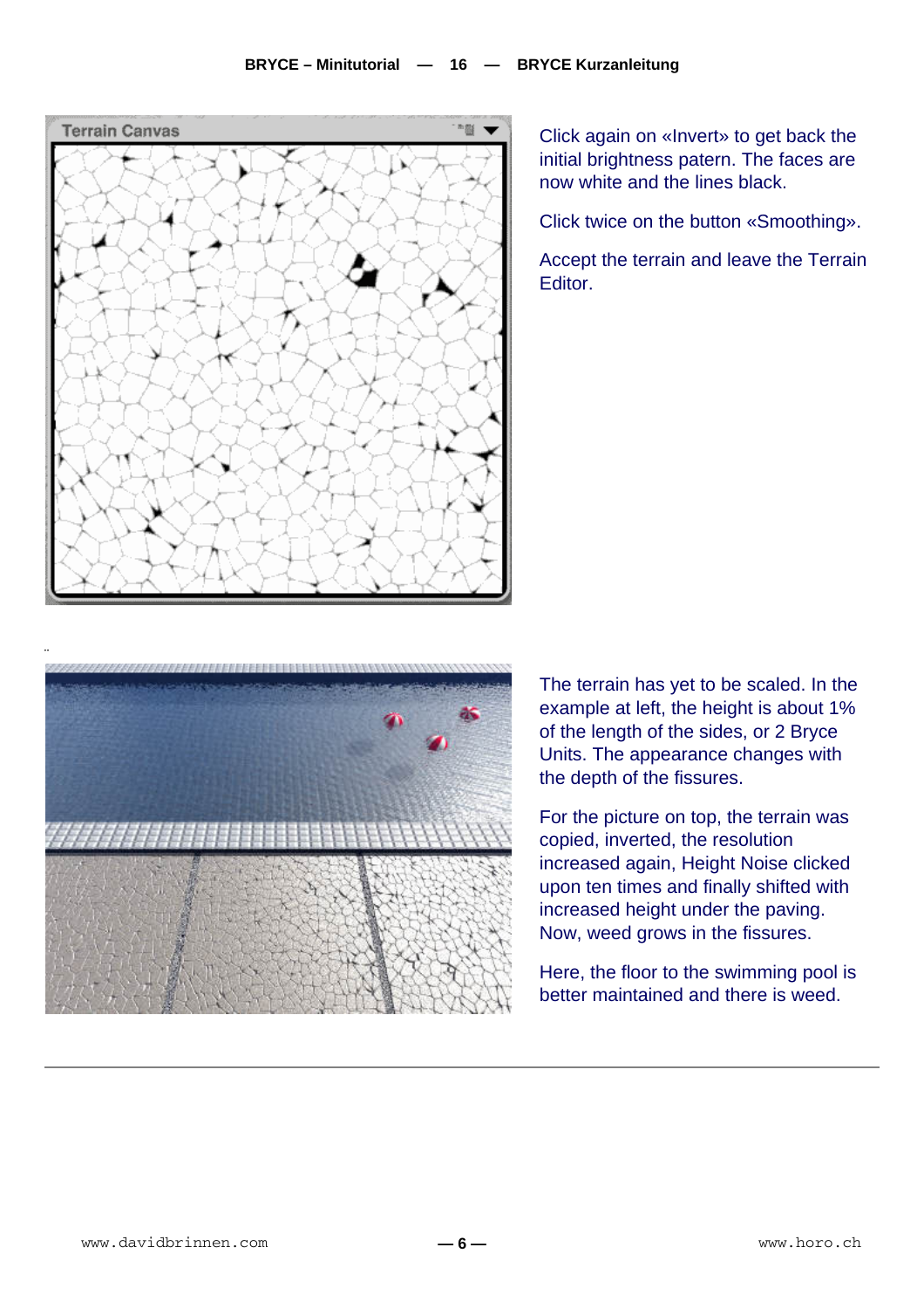Click again on «Invert» to get back the initial brightness patern. The faces are now white and the lines black.

Click twice on the button «Smoothing».

Accept the terrain and leave the Terrain Editor.

The terrain has yet to be scaled. In the example at left, the height is about 1% of the length of the sides, or 2 Bryce Units. The appearance changes with the depth of the fissures.

For the picture on top, the terrain was copied, inverted, the resolution increased again, Height Noise clicked upon ten times and finally shifted with increased height under the paving. Now, weed grows in the fissures.

Here, the floor to the swimming pool is better maintained and there is weed.